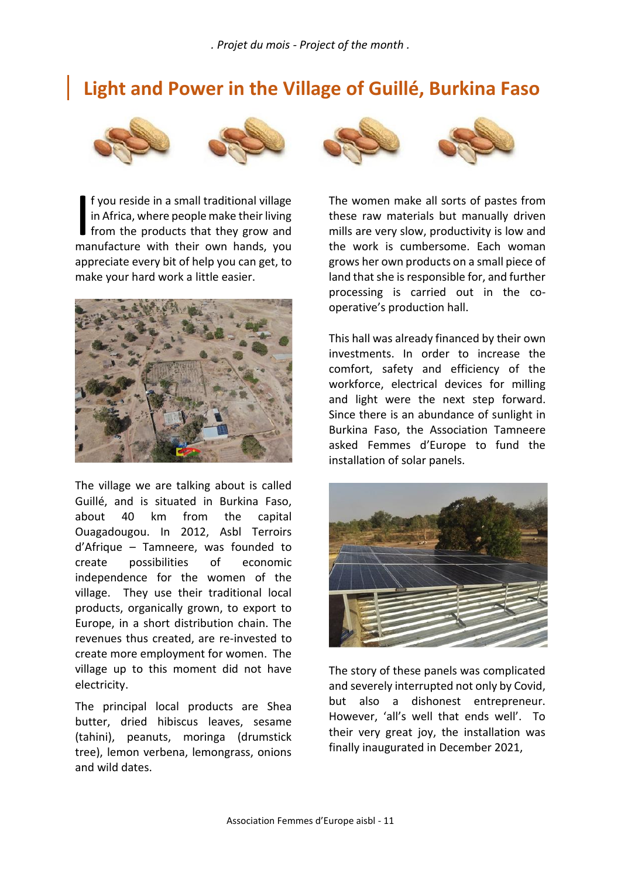*. Projet du mois - Project of the month .*

# Light and Power in the Village of Guillé, Burkina Faso

If you reside in a small traditional village in Africa, where people make their living from the products that they grow and manufacture with their own hands, you appreciate every bit of help you can get, to make your hard work a little easier.

The village we are talking about is called Guillé, and is situated in Burkina Faso, about 40 km from the capital Ouagadougou. In 2012, Asbl Terroirs d'Afrique – Tamneere, was founded to create possibilities of economic independence for the women of the village. They use their traditional local products, organically grown, to export to Europe, in a short distribution chain. The revenues thus created, are re-invested to create more employment for women. The village up to this moment did not have electricity.

The principal local products are Shea butter, dried hibiscus leaves, sesame (tahini), peanuts, moringa (drumstick tree), lemon verbena, lemongrass, onions and wild dates.

The women make all sorts of pastes from these raw materials but manually driven mills are very slow, productivity is low and the work is cumbersome. Each woman grows her own products on a small piece of land that she is responsible for, and further processing is carried out in the co-operative's production hall.

This hall was already financed by their own investments. In order to increase the comfort, safety and efficiency of the workforce, electrical devices for milling and light were the next step forward. Since there is an abundance of sunlight in Burkina Faso, the Association Tamneere asked Femmes d'Europe to fund the installation of solar panels.

The story of these panels was complicated and severely interrupted not only by Covid, but also a dishonest entrepreneur. However, 'all's well that ends well'. To their very great joy, the installation was finally inaugurated in December 2021,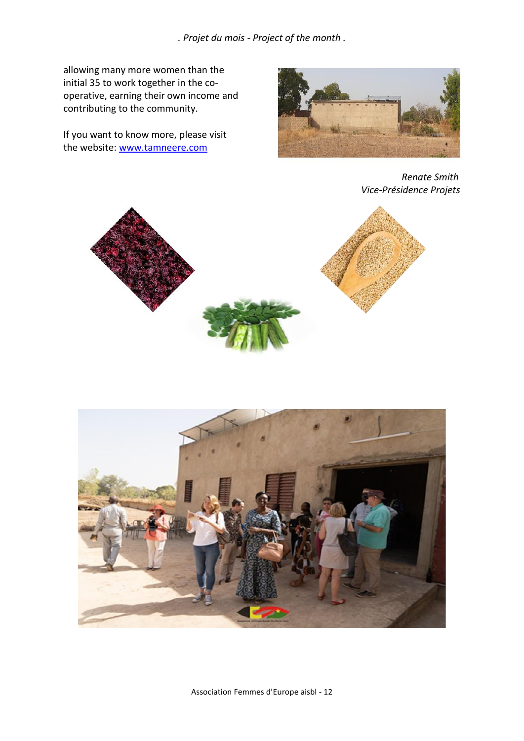allowing many more women than the initial 35 to work together in the co-operative, earning their own income and contributing to the community.

If you want to know more, please visit the website: [www.tamneere.com](http://www.tamneere.com)

*Renate Smith*
*Vice-Présidence Projets*